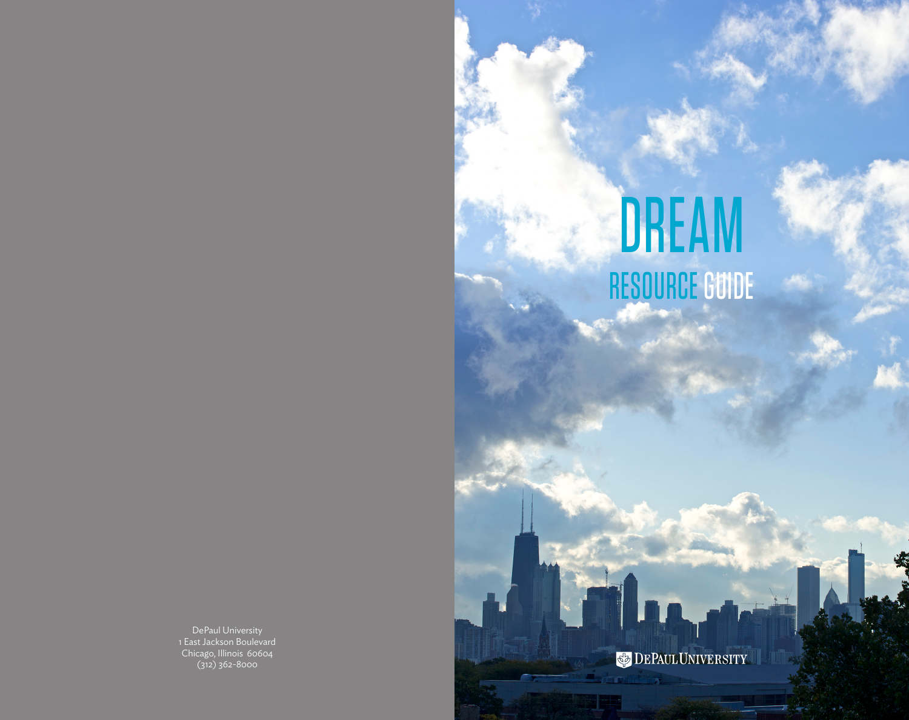DePaul University
1 East Jackson Boulevard
Chicago, Illinois 60604
(312) 362-8000

# DREAM

## RESOURCE GUIDE

DEPAUL UNIVERSITY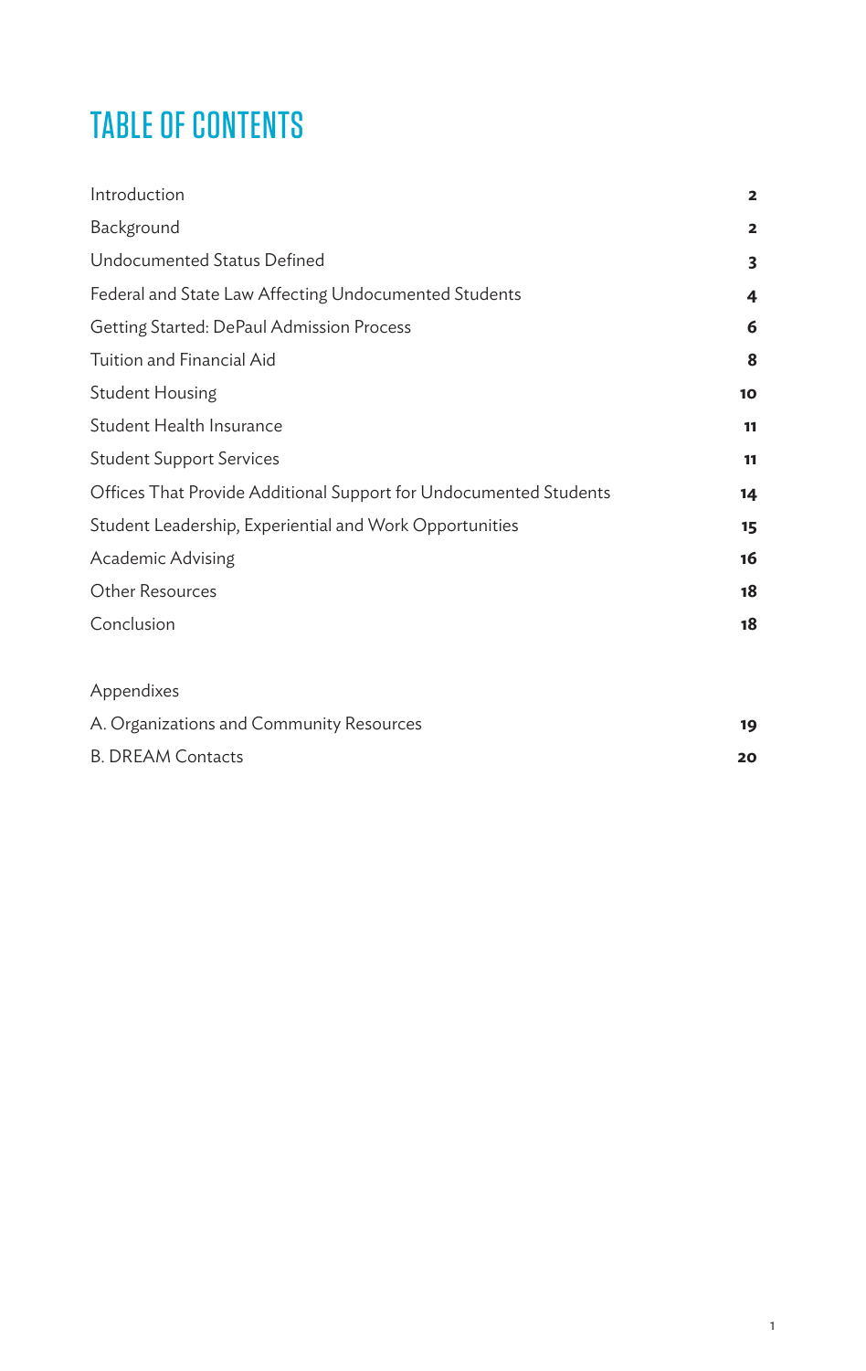# TABLE OF CONTENTS

| | |
|---|---|
| Introduction | 2 |
| Background | 2 |
| Undocumented Status Defined | 3 |
| Federal and State Law Affecting Undocumented Students | 4 |
| Getting Started: DePaul Admission Process | 6 |
| Tuition and Financial Aid | 8 |
| Student Housing | 10 |
| Student Health Insurance | 11 |
| Student Support Services | 11 |
| Offices That Provide Additional Support for Undocumented Students | 14 |
| Student Leadership, Experiential and Work Opportunities | 15 |
| Academic Advising | 16 |
| Other Resources | 18 |
| Conclusion | 18 |

Appendixes

| | |
|---|---|
| A. Organizations and Community Resources | 19 |
| B. DREAM Contacts | 20 |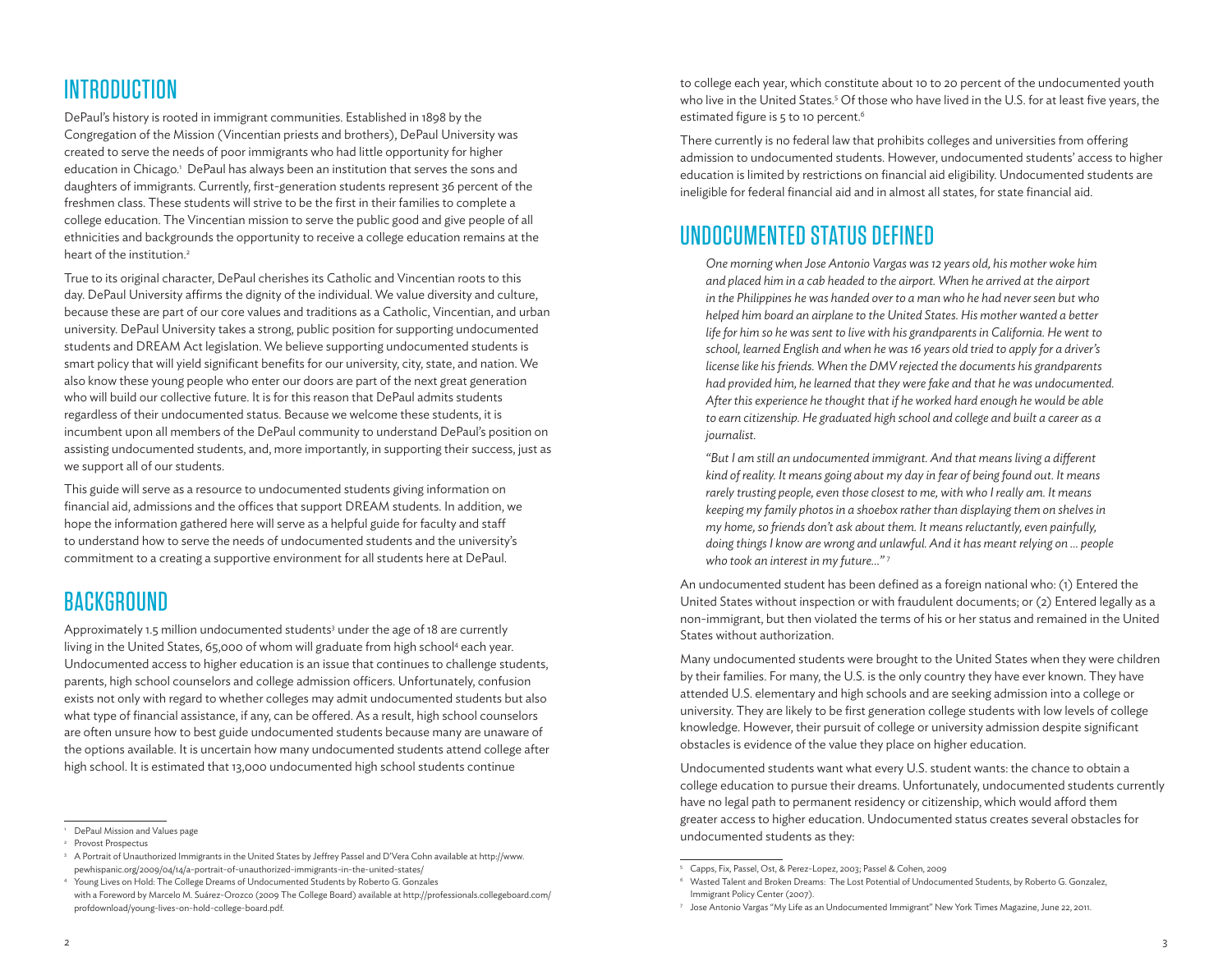## INTRODUCTION

DePaul's history is rooted in immigrant communities. Established in 1898 by the Congregation of the Mission (Vincentian priests and brothers), DePaul University was created to serve the needs of poor immigrants who had little opportunity for higher education in Chicago.[1] DePaul has always been an institution that serves the sons and daughters of immigrants. Currently, first-generation students represent 36 percent of the freshmen class. These students will strive to be the first in their families to complete a college education. The Vincentian mission to serve the public good and give people of all ethnicities and backgrounds the opportunity to receive a college education remains at the heart of the institution.[2]

True to its original character, DePaul cherishes its Catholic and Vincentian roots to this day. DePaul University affirms the dignity of the individual. We value diversity and culture, because these are part of our core values and traditions as a Catholic, Vincentian, and urban university. DePaul University takes a strong, public position for supporting undocumented students and DREAM Act legislation. We believe supporting undocumented students is smart policy that will yield significant benefits for our university, city, state, and nation. We also know these young people who enter our doors are part of the next great generation who will build our collective future. It is for this reason that DePaul admits students regardless of their undocumented status. Because we welcome these students, it is incumbent upon all members of the DePaul community to understand DePaul's position on assisting undocumented students, and, more importantly, in supporting their success, just as we support all of our students.

This guide will serve as a resource to undocumented students giving information on financial aid, admissions and the offices that support DREAM students. In addition, we hope the information gathered here will serve as a helpful guide for faculty and staff to understand how to serve the needs of undocumented students and the university's commitment to a creating a supportive environment for all students here at DePaul.

## BACKGROUND

Approximately 1.5 million undocumented students[3] under the age of 18 are currently living in the United States, 65,000 of whom will graduate from high school[4] each year. Undocumented access to higher education is an issue that continues to challenge students, parents, high school counselors and college admission officers. Unfortunately, confusion exists not only with regard to whether colleges may admit undocumented students but also what type of financial assistance, if any, can be offered. As a result, high school counselors are often unsure how to best guide undocumented students because many are unaware of the options available. It is uncertain how many undocumented students attend college after high school. It is estimated that 13,000 undocumented high school students continue to college each year, which constitute about 10 to 20 percent of the undocumented youth who live in the United States.[5] Of those who have lived in the U.S. for at least five years, the estimated figure is 5 to 10 percent.[6]

There currently is no federal law that prohibits colleges and universities from offering admission to undocumented students. However, undocumented students' access to higher education is limited by restrictions on financial aid eligibility. Undocumented students are ineligible for federal financial aid and in almost all states, for state financial aid.

## UNDOCUMENTED STATUS DEFINED

*One morning when Jose Antonio Vargas was 12 years old, his mother woke him and placed him in a cab headed to the airport. When he arrived at the airport in the Philippines he was handed over to a man who he had never seen but who helped him board an airplane to the United States. His mother wanted a better life for him so he was sent to live with his grandparents in California. He went to school, learned English and when he was 16 years old tried to apply for a driver's license like his friends. When the DMV rejected the documents his grandparents had provided him, he learned that they were fake and that he was undocumented. After this experience he thought that if he worked hard enough he would be able to earn citizenship. He graduated high school and college and built a career as a journalist.*

*"But I am still an undocumented immigrant. And that means living a different kind of reality. It means going about my day in fear of being found out. It means rarely trusting people, even those closest to me, with who I really am. It means keeping my family photos in a shoebox rather than displaying them on shelves in my home, so friends don't ask about them. It means reluctantly, even painfully, doing things I know are wrong and unlawful. And it has meant relying on ... people who took an interest in my future..."*[7]

An undocumented student has been defined as a foreign national who: (1) Entered the United States without inspection or with fraudulent documents; or (2) Entered legally as a non-immigrant, but then violated the terms of his or her status and remained in the United States without authorization.

Many undocumented students were brought to the United States when they were children by their families. For many, the U.S. is the only country they have ever known. They have attended U.S. elementary and high schools and are seeking admission into a college or university. They are likely to be first generation college students with low levels of college knowledge. However, their pursuit of college or university admission despite significant obstacles is evidence of the value they place on higher education.

Undocumented students want what every U.S. student wants: the chance to obtain a college education to pursue their dreams. Unfortunately, undocumented students currently have no legal path to permanent residency or citizenship, which would afford them greater access to higher education. Undocumented status creates several obstacles for undocumented students as they:

---

[1] DePaul Mission and Values page

[2] Provost Prospectus

[3] A Portrait of Unauthorized Immigrants in the United States by Jeffrey Passel and D'Vera Cohn available at http://www.pewhispanic.org/2009/04/14/a-portrait-of-unauthorized-immigrants-in-the-united-states/

[4] Young Lives on Hold: The College Dreams of Undocumented Students by Roberto G. Gonzales with a Foreword by Marcelo M. Suárez-Orozco (2009 The College Board) available at http://professionals.collegeboard.com/profdownload/young-lives-on-hold-college-board.pdf.

[5] Capps, Fix, Passel, Ost, & Perez-Lopez, 2003; Passel & Cohen, 2009

[6] Wasted Talent and Broken Dreams: The Lost Potential of Undocumented Students, by Roberto G. Gonzalez, Immigrant Policy Center (2007).

[7] Jose Antonio Vargas "My Life as an Undocumented Immigrant" New York Times Magazine, June 22, 2011.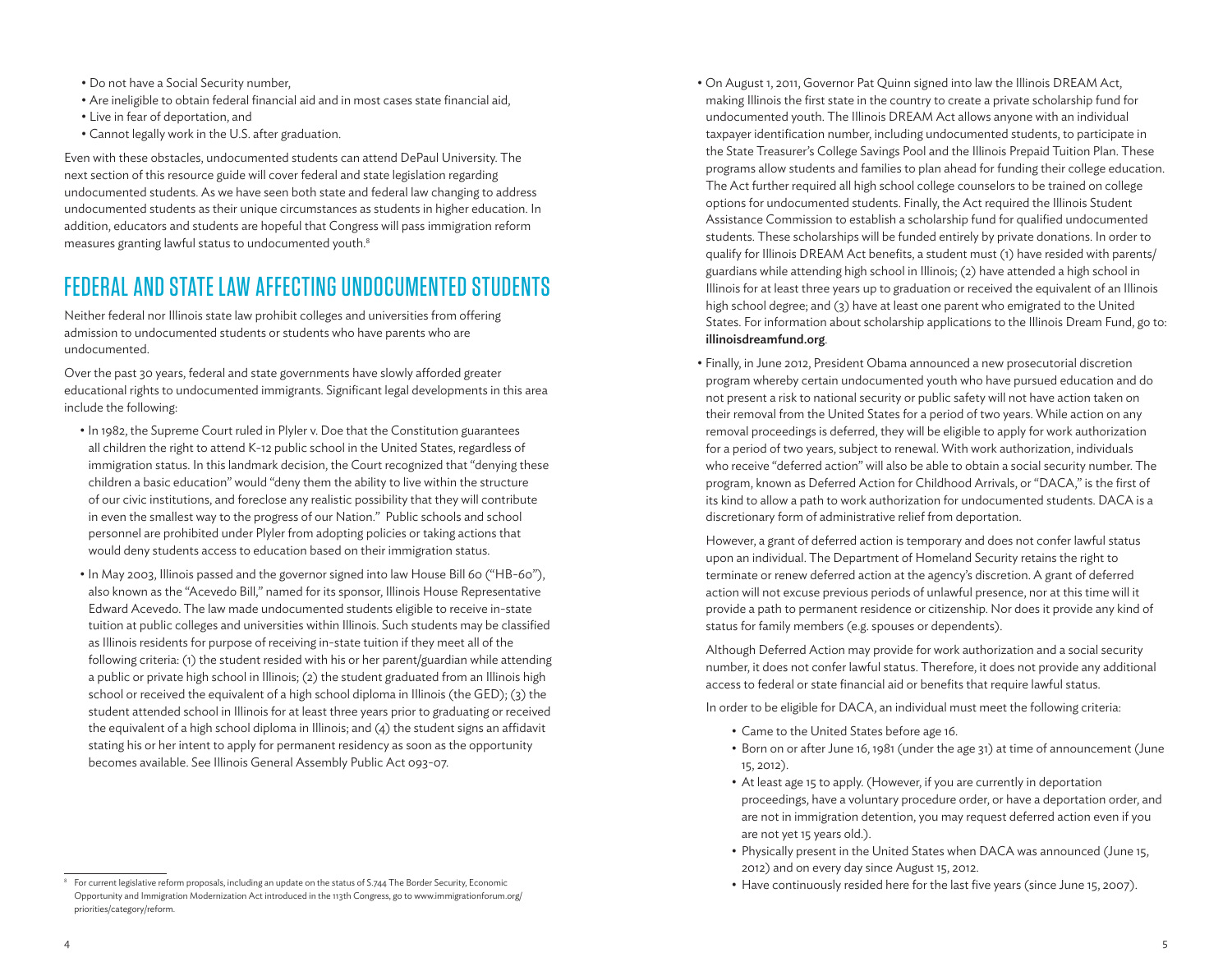- Do not have a Social Security number,
- Are ineligible to obtain federal financial aid and in most cases state financial aid,
- Live in fear of deportation, and
- Cannot legally work in the U.S. after graduation.

Even with these obstacles, undocumented students can attend DePaul University. The next section of this resource guide will cover federal and state legislation regarding undocumented students. As we have seen both state and federal law changing to address undocumented students as their unique circumstances as students in higher education. In addition, educators and students are hopeful that Congress will pass immigration reform measures granting lawful status to undocumented youth.[8]

## FEDERAL AND STATE LAW AFFECTING UNDOCUMENTED STUDENTS

Neither federal nor Illinois state law prohibit colleges and universities from offering admission to undocumented students or students who have parents who are undocumented.

Over the past 30 years, federal and state governments have slowly afforded greater educational rights to undocumented immigrants. Significant legal developments in this area include the following:

- In 1982, the Supreme Court ruled in Plyler v. Doe that the Constitution guarantees all children the right to attend K-12 public school in the United States, regardless of immigration status. In this landmark decision, the Court recognized that "denying these children a basic education" would "deny them the ability to live within the structure of our civic institutions, and foreclose any realistic possibility that they will contribute in even the smallest way to the progress of our Nation." Public schools and school personnel are prohibited under Plyler from adopting policies or taking actions that would deny students access to education based on their immigration status.
- In May 2003, Illinois passed and the governor signed into law House Bill 60 ("HB-60"), also known as the "Acevedo Bill," named for its sponsor, Illinois House Representative Edward Acevedo. The law made undocumented students eligible to receive in-state tuition at public colleges and universities within Illinois. Such students may be classified as Illinois residents for purpose of receiving in-state tuition if they meet all of the following criteria: (1) the student resided with his or her parent/guardian while attending a public or private high school in Illinois; (2) the student graduated from an Illinois high school or received the equivalent of a high school diploma in Illinois (the GED); (3) the student attended school in Illinois for at least three years prior to graduating or received the equivalent of a high school diploma in Illinois; and (4) the student signs an affidavit stating his or her intent to apply for permanent residency as soon as the opportunity becomes available. See Illinois General Assembly Public Act 093-07.
- On August 1, 2011, Governor Pat Quinn signed into law the Illinois DREAM Act, making Illinois the first state in the country to create a private scholarship fund for undocumented youth. The Illinois DREAM Act allows anyone with an individual taxpayer identification number, including undocumented students, to participate in the State Treasurer's College Savings Pool and the Illinois Prepaid Tuition Plan. These programs allow students and families to plan ahead for funding their college education. The Act further required all high school college counselors to be trained on college options for undocumented students. Finally, the Act required the Illinois Student Assistance Commission to establish a scholarship fund for qualified undocumented students. These scholarships will be funded entirely by private donations. In order to qualify for Illinois DREAM Act benefits, a student must (1) have resided with parents/guardians while attending high school in Illinois; (2) have attended a high school in Illinois for at least three years up to graduation or received the equivalent of an Illinois high school degree; and (3) have at least one parent who emigrated to the United States. For information about scholarship applications to the Illinois Dream Fund, go to: **illinoisdreamfund.org**.
- Finally, in June 2012, President Obama announced a new prosecutorial discretion program whereby certain undocumented youth who have pursued education and do not present a risk to national security or public safety will not have action taken on their removal from the United States for a period of two years. While action on any removal proceedings is deferred, they will be eligible to apply for work authorization for a period of two years, subject to renewal. With work authorization, individuals who receive "deferred action" will also be able to obtain a social security number. The program, known as Deferred Action for Childhood Arrivals, or "DACA," is the first of its kind to allow a path to work authorization for undocumented students. DACA is a discretionary form of administrative relief from deportation.

  However, a grant of deferred action is temporary and does not confer lawful status upon an individual. The Department of Homeland Security retains the right to terminate or renew deferred action at the agency's discretion. A grant of deferred action will not excuse previous periods of unlawful presence, nor at this time will it provide a path to permanent residence or citizenship. Nor does it provide any kind of status for family members (e.g. spouses or dependents).

  Although Deferred Action may provide for work authorization and a social security number, it does not confer lawful status. Therefore, it does not provide any additional access to federal or state financial aid or benefits that require lawful status.

  In order to be eligible for DACA, an individual must meet the following criteria:

  - Came to the United States before age 16.
  - Born on or after June 16, 1981 (under the age 31) at time of announcement (June 15, 2012).
  - At least age 15 to apply. (However, if you are currently in deportation proceedings, have a voluntary procedure order, or have a deportation order, and are not in immigration detention, you may request deferred action even if you are not yet 15 years old.).
  - Physically present in the United States when DACA was announced (June 15, 2012) and on every day since August 15, 2012.
  - Have continuously resided here for the last five years (since June 15, 2007).

[8] For current legislative reform proposals, including an update on the status of S.744 The Border Security, Economic Opportunity and Immigration Modernization Act introduced in the 113th Congress, go to www.immigrationforum.org/priorities/category/reform.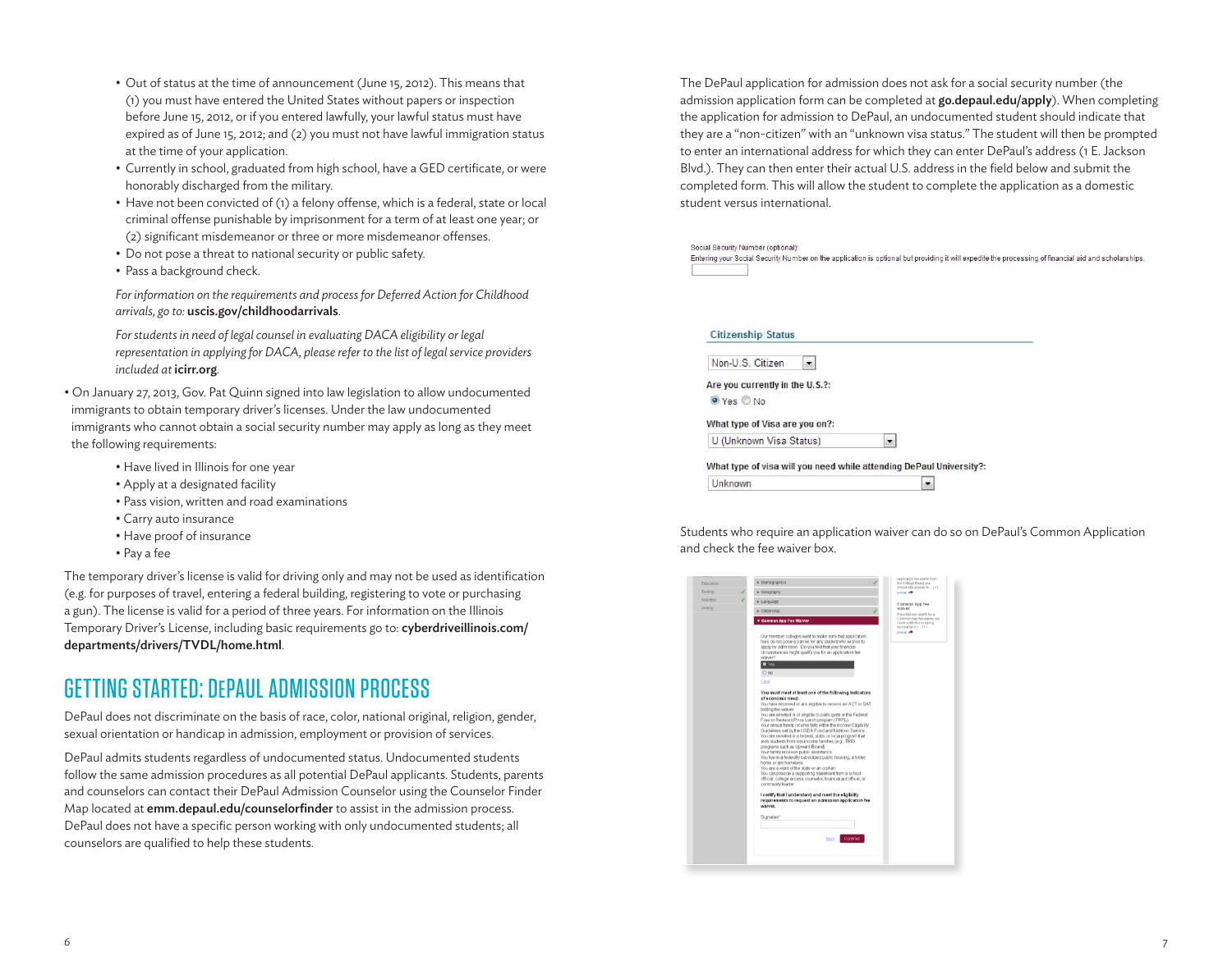- Out of status at the time of announcement (June 15, 2012). This means that (1) you must have entered the United States without papers or inspection before June 15, 2012, or if you entered lawfully, your lawful status must have expired as of June 15, 2012; and (2) you must not have lawful immigration status at the time of your application.
- Currently in school, graduated from high school, have a GED certificate, or were honorably discharged from the military.
- Have not been convicted of (1) a felony offense, which is a federal, state or local criminal offense punishable by imprisonment for a term of at least one year; or (2) significant misdemeanor or three or more misdemeanor offenses.
- Do not pose a threat to national security or public safety.
- Pass a background check.

*For information on the requirements and process for Deferred Action for Childhood arrivals, go to:* **uscis.gov/childhoodarrivals**.

*For students in need of legal counsel in evaluating DACA eligibility or legal representation in applying for DACA, please refer to the list of legal service providers included at* **icirr.org**.

- On January 27, 2013, Gov. Pat Quinn signed into law legislation to allow undocumented immigrants to obtain temporary driver's licenses. Under the law undocumented immigrants who cannot obtain a social security number may apply as long as they meet the following requirements:
  - Have lived in Illinois for one year
  - Apply at a designated facility
  - Pass vision, written and road examinations
  - Carry auto insurance
  - Have proof of insurance
  - Pay a fee

The temporary driver's license is valid for driving only and may not be used as identification (e.g. for purposes of travel, entering a federal building, registering to vote or purchasing a gun). The license is valid for a period of three years. For information on the Illinois Temporary Driver's License, including basic requirements go to: **cyberdriveillinois.com/departments/drivers/TVDL/home.html**.

## GETTING STARTED: DEPAUL ADMISSION PROCESS

DePaul does not discriminate on the basis of race, color, national original, religion, gender, sexual orientation or handicap in admission, employment or provision of services.

DePaul admits students regardless of undocumented status. Undocumented students follow the same admission procedures as all potential DePaul applicants. Students, parents and counselors can contact their DePaul Admission Counselor using the Counselor Finder Map located at **emm.depaul.edu/counselorfinder** to assist in the admission process. DePaul does not have a specific person working with only undocumented students; all counselors are qualified to help these students.

The DePaul application for admission does not ask for a social security number (the admission application form can be completed at **go.depaul.edu/apply**). When completing the application for admission to DePaul, an undocumented student should indicate that they are a "non-citizen" with an "unknown visa status." The student will then be prompted to enter an international address for which they can enter DePaul's address (1 E. Jackson Blvd.). They can then enter their actual U.S. address in the field below and submit the completed form. This will allow the student to complete the application as a domestic student versus international.

Social Security Number (optional):
Entering your Social Security Number on the application is optional but providing it will expedite the processing of financial aid and scholarships.

Citizenship Status

Non-U.S. Citizen

Are you currently in the U.S.?:
Yes No

What type of Visa are you on?:
U (Unknown Visa Status)

What type of visa will you need while attending DePaul University?:
Unknown

Students who require an application waiver can do so on DePaul's Common Application and check the fee waiver box.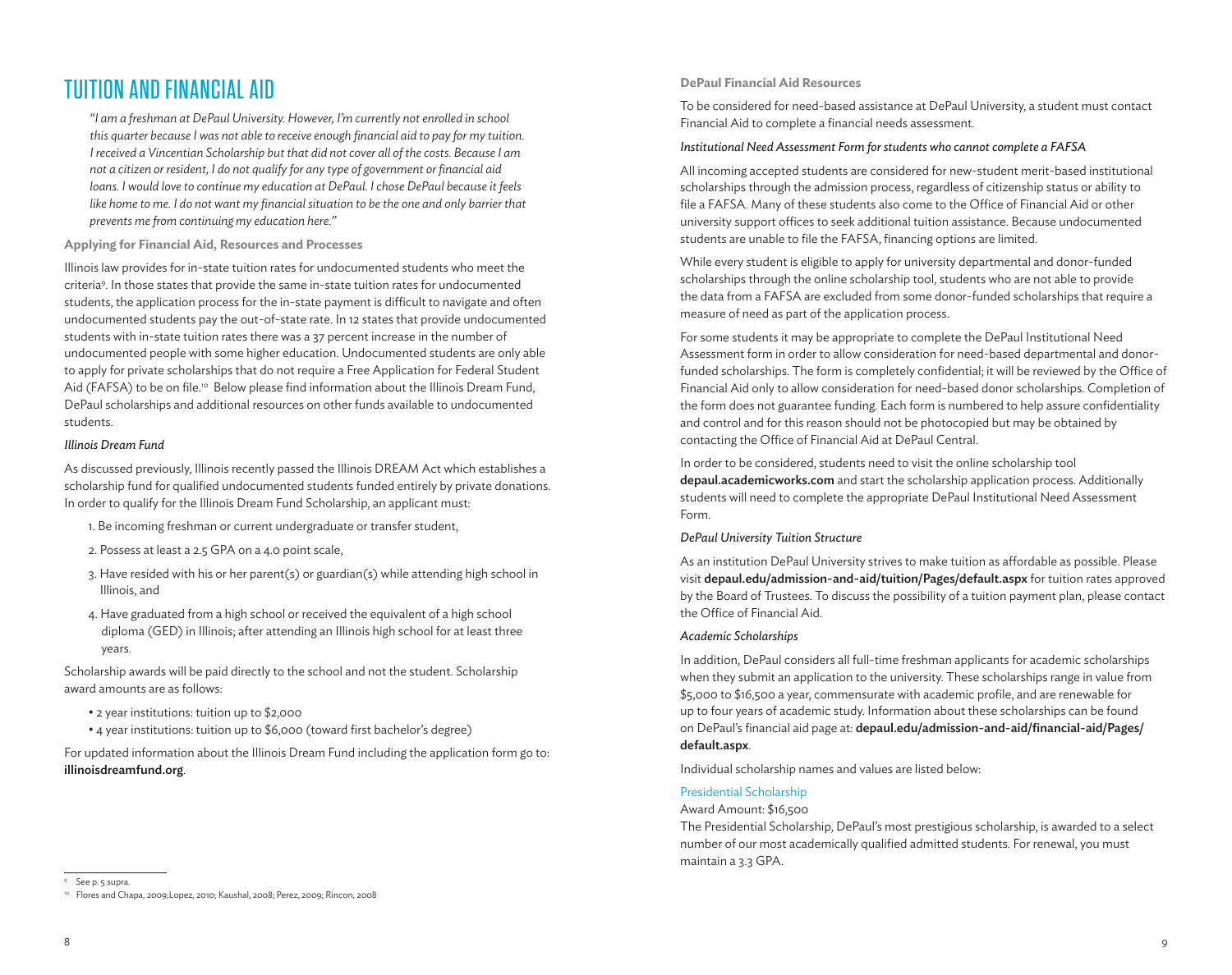# TUITION AND FINANCIAL AID

*"I am a freshman at DePaul University. However, I'm currently not enrolled in school this quarter because I was not able to receive enough financial aid to pay for my tuition. I received a Vincentian Scholarship but that did not cover all of the costs. Because I am not a citizen or resident, I do not qualify for any type of government or financial aid loans. I would love to continue my education at DePaul. I chose DePaul because it feels like home to me. I do not want my financial situation to be the one and only barrier that prevents me from continuing my education here."*

### Applying for Financial Aid, Resources and Processes

Illinois law provides for in-state tuition rates for undocumented students who meet the criteria[9]. In those states that provide the same in-state tuition rates for undocumented students, the application process for the in-state payment is difficult to navigate and often undocumented students pay the out-of-state rate. In 12 states that provide undocumented students with in-state tuition rates there was a 37 percent increase in the number of undocumented people with some higher education. Undocumented students are only able to apply for private scholarships that do not require a Free Application for Federal Student Aid (FAFSA) to be on file.[10] Below please find information about the Illinois Dream Fund, DePaul scholarships and additional resources on other funds available to undocumented students.

*Illinois Dream Fund*

As discussed previously, Illinois recently passed the Illinois DREAM Act which establishes a scholarship fund for qualified undocumented students funded entirely by private donations. In order to qualify for the Illinois Dream Fund Scholarship, an applicant must:

1. Be incoming freshman or current undergraduate or transfer student,
2. Possess at least a 2.5 GPA on a 4.0 point scale,
3. Have resided with his or her parent(s) or guardian(s) while attending high school in Illinois, and
4. Have graduated from a high school or received the equivalent of a high school diploma (GED) in Illinois; after attending an Illinois high school for at least three years.

Scholarship awards will be paid directly to the school and not the student. Scholarship award amounts are as follows:

- 2 year institutions: tuition up to $2,000
- 4 year institutions: tuition up to $6,000 (toward first bachelor's degree)

For updated information about the Illinois Dream Fund including the application form go to: **illinoisdreamfund.org**.

[9] See p. 5 supra.

[10] Flores and Chapa, 2009;Lopez, 2010; Kaushal, 2008; Perez, 2009; Rincon, 2008

### DePaul Financial Aid Resources

To be considered for need-based assistance at DePaul University, a student must contact Financial Aid to complete a financial needs assessment.

*Institutional Need Assessment Form for students who cannot complete a FAFSA*

All incoming accepted students are considered for new-student merit-based institutional scholarships through the admission process, regardless of citizenship status or ability to file a FAFSA. Many of these students also come to the Office of Financial Aid or other university support offices to seek additional tuition assistance. Because undocumented students are unable to file the FAFSA, financing options are limited.

While every student is eligible to apply for university departmental and donor-funded scholarships through the online scholarship tool, students who are not able to provide the data from a FAFSA are excluded from some donor-funded scholarships that require a measure of need as part of the application process.

For some students it may be appropriate to complete the DePaul Institutional Need Assessment form in order to allow consideration for need-based departmental and donor-funded scholarships. The form is completely confidential; it will be reviewed by the Office of Financial Aid only to allow consideration for need-based donor scholarships. Completion of the form does not guarantee funding. Each form is numbered to help assure confidentiality and control and for this reason should not be photocopied but may be obtained by contacting the Office of Financial Aid at DePaul Central.

In order to be considered, students need to visit the online scholarship tool **depaul.academicworks.com** and start the scholarship application process. Additionally students will need to complete the appropriate DePaul Institutional Need Assessment Form.

*DePaul University Tuition Structure*

As an institution DePaul University strives to make tuition as affordable as possible. Please visit **depaul.edu/admission-and-aid/tuition/Pages/default.aspx** for tuition rates approved by the Board of Trustees. To discuss the possibility of a tuition payment plan, please contact the Office of Financial Aid.

*Academic Scholarships*

In addition, DePaul considers all full-time freshman applicants for academic scholarships when they submit an application to the university. These scholarships range in value from $5,000 to $16,500 a year, commensurate with academic profile, and are renewable for up to four years of academic study. Information about these scholarships can be found on DePaul's financial aid page at: **depaul.edu/admission-and-aid/financial-aid/Pages/default.aspx**.

Individual scholarship names and values are listed below:

Presidential Scholarship

Award Amount: $16,500

The Presidential Scholarship, DePaul's most prestigious scholarship, is awarded to a select number of our most academically qualified admitted students. For renewal, you must maintain a 3.3 GPA.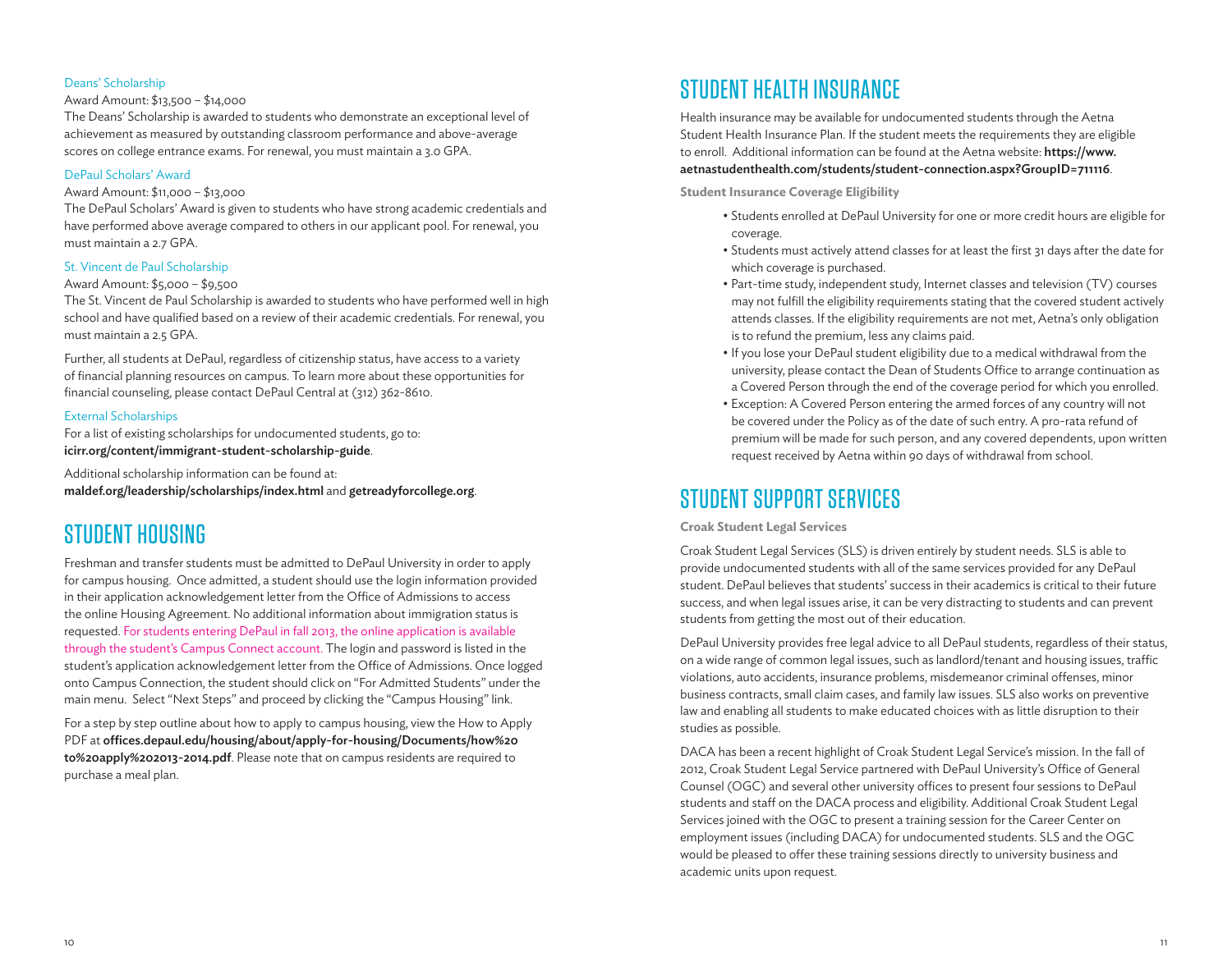### Deans' Scholarship

Award Amount: $13,500 – $14,000

The Deans' Scholarship is awarded to students who demonstrate an exceptional level of achievement as measured by outstanding classroom performance and above-average scores on college entrance exams. For renewal, you must maintain a 3.0 GPA.

### DePaul Scholars' Award

Award Amount: $11,000 – $13,000

The DePaul Scholars' Award is given to students who have strong academic credentials and have performed above average compared to others in our applicant pool. For renewal, you must maintain a 2.7 GPA.

### St. Vincent de Paul Scholarship

Award Amount: $5,000 – $9,500

The St. Vincent de Paul Scholarship is awarded to students who have performed well in high school and have qualified based on a review of their academic credentials. For renewal, you must maintain a 2.5 GPA.

Further, all students at DePaul, regardless of citizenship status, have access to a variety of financial planning resources on campus. To learn more about these opportunities for financial counseling, please contact DePaul Central at (312) 362-8610.

### External Scholarships

For a list of existing scholarships for undocumented students, go to: **icirr.org/content/immigrant-student-scholarship-guide**.

Additional scholarship information can be found at: **maldef.org/leadership/scholarships/index.html** and **getreadyforcollege.org**.

## STUDENT HOUSING

Freshman and transfer students must be admitted to DePaul University in order to apply for campus housing. Once admitted, a student should use the login information provided in their application acknowledgement letter from the Office of Admissions to access the online Housing Agreement. No additional information about immigration status is requested. For students entering DePaul in fall 2013, the online application is available through the student's Campus Connect account. The login and password is listed in the student's application acknowledgement letter from the Office of Admissions. Once logged onto Campus Connection, the student should click on "For Admitted Students" under the main menu. Select "Next Steps" and proceed by clicking the "Campus Housing" link.

For a step by step outline about how to apply to campus housing, view the How to Apply PDF at **offices.depaul.edu/housing/about/apply-for-housing/Documents/how%20to%20apply%202013-2014.pdf**. Please note that on campus residents are required to purchase a meal plan.

## STUDENT HEALTH INSURANCE

Health insurance may be available for undocumented students through the Aetna Student Health Insurance Plan. If the student meets the requirements they are eligible to enroll. Additional information can be found at the Aetna website: **https://www.aetnastudenthealth.com/students/student-connection.aspx?GroupID=711116**.

**Student Insurance Coverage Eligibility**

- Students enrolled at DePaul University for one or more credit hours are eligible for coverage.
- Students must actively attend classes for at least the first 31 days after the date for which coverage is purchased.
- Part-time study, independent study, Internet classes and television (TV) courses may not fulfill the eligibility requirements stating that the covered student actively attends classes. If the eligibility requirements are not met, Aetna's only obligation is to refund the premium, less any claims paid.
- If you lose your DePaul student eligibility due to a medical withdrawal from the university, please contact the Dean of Students Office to arrange continuation as a Covered Person through the end of the coverage period for which you enrolled.
- Exception: A Covered Person entering the armed forces of any country will not be covered under the Policy as of the date of such entry. A pro-rata refund of premium will be made for such person, and any covered dependents, upon written request received by Aetna within 90 days of withdrawal from school.

## STUDENT SUPPORT SERVICES

**Croak Student Legal Services**

Croak Student Legal Services (SLS) is driven entirely by student needs. SLS is able to provide undocumented students with all of the same services provided for any DePaul student. DePaul believes that students' success in their academics is critical to their future success, and when legal issues arise, it can be very distracting to students and can prevent students from getting the most out of their education.

DePaul University provides free legal advice to all DePaul students, regardless of their status, on a wide range of common legal issues, such as landlord/tenant and housing issues, traffic violations, auto accidents, insurance problems, misdemeanor criminal offenses, minor business contracts, small claim cases, and family law issues. SLS also works on preventive law and enabling all students to make educated choices with as little disruption to their studies as possible.

DACA has been a recent highlight of Croak Student Legal Service's mission. In the fall of 2012, Croak Student Legal Service partnered with DePaul University's Office of General Counsel (OGC) and several other university offices to present four sessions to DePaul students and staff on the DACA process and eligibility. Additional Croak Student Legal Services joined with the OGC to present a training session for the Career Center on employment issues (including DACA) for undocumented students. SLS and the OGC would be pleased to offer these training sessions directly to university business and academic units upon request.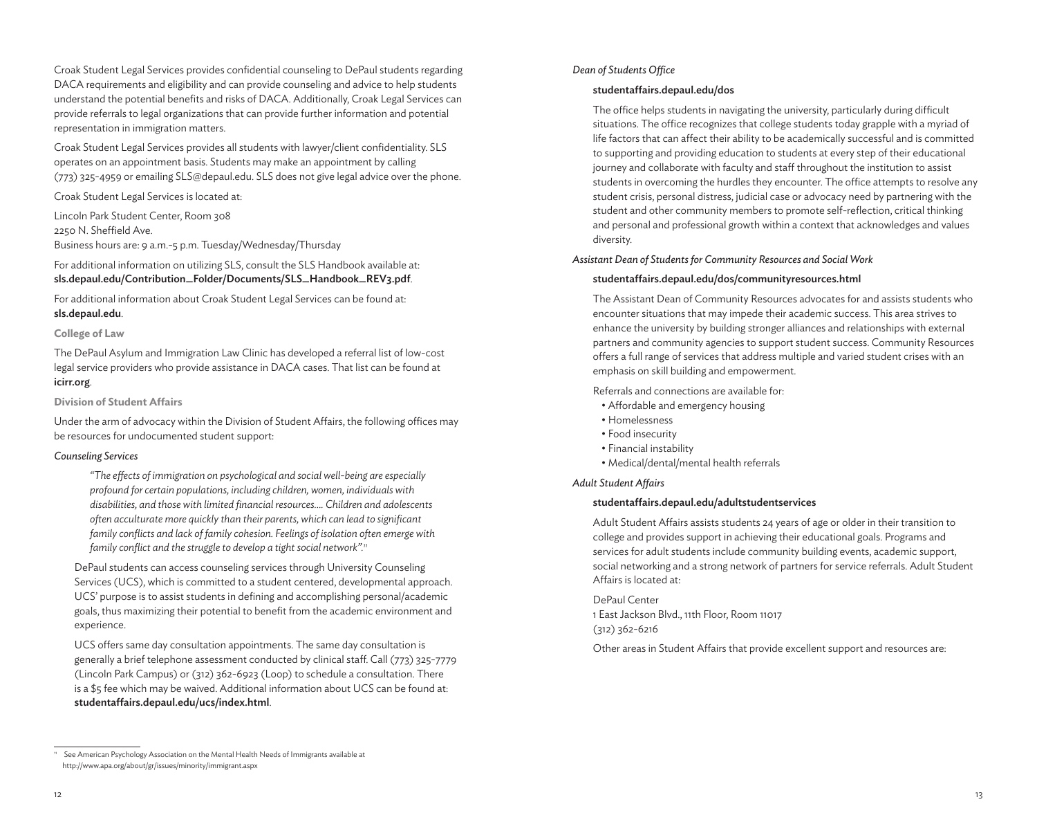Croak Student Legal Services provides confidential counseling to DePaul students regarding DACA requirements and eligibility and can provide counseling and advice to help students understand the potential benefits and risks of DACA. Additionally, Croak Legal Services can provide referrals to legal organizations that can provide further information and potential representation in immigration matters.

Croak Student Legal Services provides all students with lawyer/client confidentiality. SLS operates on an appointment basis. Students may make an appointment by calling (773) 325-4959 or emailing SLS@depaul.edu. SLS does not give legal advice over the phone.

Croak Student Legal Services is located at:

Lincoln Park Student Center, Room 308
2250 N. Sheffield Ave.
Business hours are: 9 a.m.–5 p.m. Tuesday/Wednesday/Thursday

For additional information on utilizing SLS, consult the SLS Handbook available at:
**sls.depaul.edu/Contribution_Folder/Documents/SLS_Handbook_REV3.pdf**.

For additional information about Croak Student Legal Services can be found at:
**sls.depaul.edu**.

### College of Law

The DePaul Asylum and Immigration Law Clinic has developed a referral list of low-cost legal service providers who provide assistance in DACA cases. That list can be found at **icirr.org**.

### Division of Student Affairs

Under the arm of advocacy within the Division of Student Affairs, the following offices may be resources for undocumented student support:

*Counseling Services*

> *"The effects of immigration on psychological and social well-being are especially profound for certain populations, including children, women, individuals with disabilities, and those with limited financial resources.... Children and adolescents often acculturate more quickly than their parents, which can lead to significant family conflicts and lack of family cohesion. Feelings of isolation often emerge with family conflict and the struggle to develop a tight social network".*[11]

DePaul students can access counseling services through University Counseling Services (UCS), which is committed to a student centered, developmental approach. UCS' purpose is to assist students in defining and accomplishing personal/academic goals, thus maximizing their potential to benefit from the academic environment and experience.

UCS offers same day consultation appointments. The same day consultation is generally a brief telephone assessment conducted by clinical staff. Call (773) 325-7779 (Lincoln Park Campus) or (312) 362-6923 (Loop) to schedule a consultation. There is a $5 fee which may be waived. Additional information about UCS can be found at: **studentaffairs.depaul.edu/ucs/index.html**.

*Dean of Students Office*

**studentaffairs.depaul.edu/dos**

The office helps students in navigating the university, particularly during difficult situations. The office recognizes that college students today grapple with a myriad of life factors that can affect their ability to be academically successful and is committed to supporting and providing education to students at every step of their educational journey and collaborate with faculty and staff throughout the institution to assist students in overcoming the hurdles they encounter. The office attempts to resolve any student crisis, personal distress, judicial case or advocacy need by partnering with the student and other community members to promote self-reflection, critical thinking and personal and professional growth within a context that acknowledges and values diversity.

*Assistant Dean of Students for Community Resources and Social Work*

**studentaffairs.depaul.edu/dos/communityresources.html**

The Assistant Dean of Community Resources advocates for and assists students who encounter situations that may impede their academic success. This area strives to enhance the university by building stronger alliances and relationships with external partners and community agencies to support student success. Community Resources offers a full range of services that address multiple and varied student crises with an emphasis on skill building and empowerment.

Referrals and connections are available for:

- Affordable and emergency housing
- Homelessness
- Food insecurity
- Financial instability
- Medical/dental/mental health referrals

*Adult Student Affairs*

**studentaffairs.depaul.edu/adultstudentservices**

Adult Student Affairs assists students 24 years of age or older in their transition to college and provides support in achieving their educational goals. Programs and services for adult students include community building events, academic support, social networking and a strong network of partners for service referrals. Adult Student Affairs is located at:

DePaul Center
1 East Jackson Blvd., 11th Floor, Room 11017
(312) 362-6216

Other areas in Student Affairs that provide excellent support and resources are:

---

[11] See American Psychology Association on the Mental Health Needs of Immigrants available at http://www.apa.org/about/gr/issues/minority/immigrant.aspx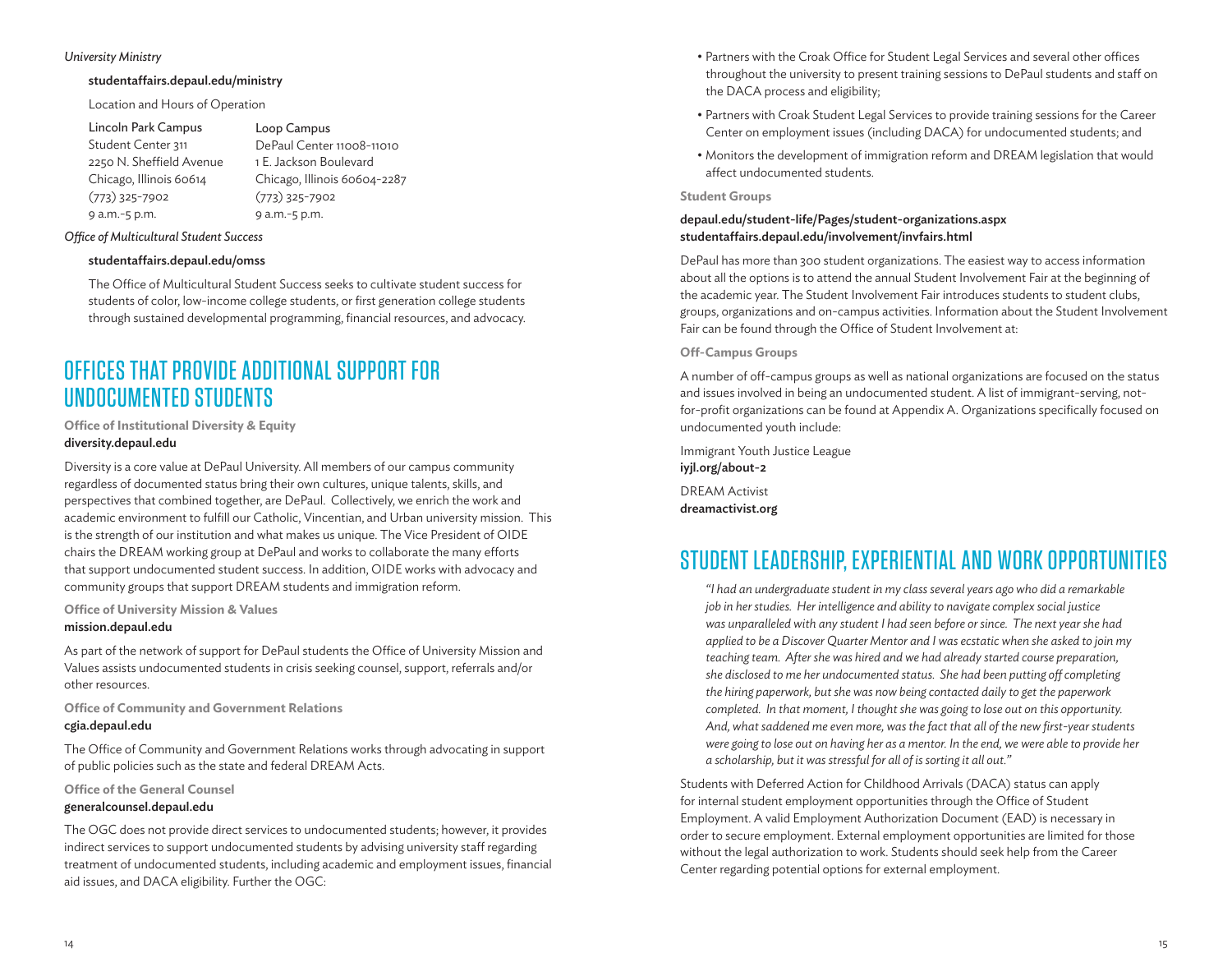*University Ministry*

**studentaffairs.depaul.edu/ministry**

Location and Hours of Operation

| Lincoln Park Campus | Loop Campus |
|---|---|
| Student Center 311 | DePaul Center 11008-11010 |
| 2250 N. Sheffield Avenue | 1 E. Jackson Boulevard |
| Chicago, Illinois 60614 | Chicago, Illinois 60604-2287 |
| (773) 325-7902 | (773) 325-7902 |
| 9 a.m.–5 p.m. | 9 a.m.–5 p.m. |

*Office of Multicultural Student Success*

**studentaffairs.depaul.edu/omss**

The Office of Multicultural Student Success seeks to cultivate student success for students of color, low-income college students, or first generation college students through sustained developmental programming, financial resources, and advocacy.

## OFFICES THAT PROVIDE ADDITIONAL SUPPORT FOR UNDOCUMENTED STUDENTS

**Office of Institutional Diversity & Equity**
**diversity.depaul.edu**

Diversity is a core value at DePaul University. All members of our campus community regardless of documented status bring their own cultures, unique talents, skills, and perspectives that combined together, are DePaul. Collectively, we enrich the work and academic environment to fulfill our Catholic, Vincentian, and Urban university mission. This is the strength of our institution and what makes us unique. The Vice President of OIDE chairs the DREAM working group at DePaul and works to collaborate the many efforts that support undocumented student success. In addition, OIDE works with advocacy and community groups that support DREAM students and immigration reform.

**Office of University Mission & Values**
**mission.depaul.edu**

As part of the network of support for DePaul students the Office of University Mission and Values assists undocumented students in crisis seeking counsel, support, referrals and/or other resources.

**Office of Community and Government Relations**
**cgia.depaul.edu**

The Office of Community and Government Relations works through advocating in support of public policies such as the state and federal DREAM Acts.

**Office of the General Counsel**
**generalcounsel.depaul.edu**

The OGC does not provide direct services to undocumented students; however, it provides indirect services to support undocumented students by advising university staff regarding treatment of undocumented students, including academic and employment issues, financial aid issues, and DACA eligibility. Further the OGC:

- Partners with the Croak Office for Student Legal Services and several other offices throughout the university to present training sessions to DePaul students and staff on the DACA process and eligibility;
- Partners with Croak Student Legal Services to provide training sessions for the Career Center on employment issues (including DACA) for undocumented students; and
- Monitors the development of immigration reform and DREAM legislation that would affect undocumented students.

**Student Groups**

**depaul.edu/student-life/Pages/student-organizations.aspx**
**studentaffairs.depaul.edu/involvement/invfairs.html**

DePaul has more than 300 student organizations. The easiest way to access information about all the options is to attend the annual Student Involvement Fair at the beginning of the academic year. The Student Involvement Fair introduces students to student clubs, groups, organizations and on-campus activities. Information about the Student Involvement Fair can be found through the Office of Student Involvement at:

**Off-Campus Groups**

A number of off-campus groups as well as national organizations are focused on the status and issues involved in being an undocumented student. A list of immigrant-serving, not-for-profit organizations can be found at Appendix A. Organizations specifically focused on undocumented youth include:

Immigrant Youth Justice League
**iyjl.org/about-2**

DREAM Activist
**dreamactivist.org**

## STUDENT LEADERSHIP, EXPERIENTIAL AND WORK OPPORTUNITIES

*"I had an undergraduate student in my class several years ago who did a remarkable job in her studies. Her intelligence and ability to navigate complex social justice was unparalleled with any student I had seen before or since. The next year she had applied to be a Discover Quarter Mentor and I was ecstatic when she asked to join my teaching team. After she was hired and we had already started course preparation, she disclosed to me her undocumented status. She had been putting off completing the hiring paperwork, but she was now being contacted daily to get the paperwork completed. In that moment, I thought she was going to lose out on this opportunity. And, what saddened me even more, was the fact that all of the new first-year students were going to lose out on having her as a mentor. In the end, we were able to provide her a scholarship, but it was stressful for all of is sorting it all out."*

Students with Deferred Action for Childhood Arrivals (DACA) status can apply for internal student employment opportunities through the Office of Student Employment. A valid Employment Authorization Document (EAD) is necessary in order to secure employment. External employment opportunities are limited for those without the legal authorization to work. Students should seek help from the Career Center regarding potential options for external employment.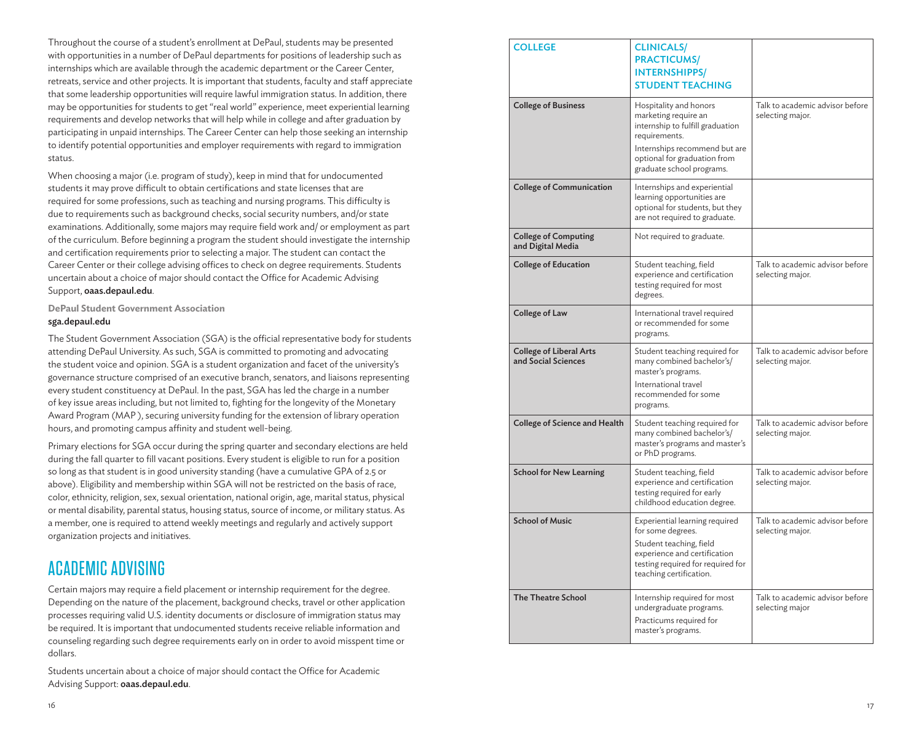Throughout the course of a student's enrollment at DePaul, students may be presented with opportunities in a number of DePaul departments for positions of leadership such as internships which are available through the academic department or the Career Center, retreats, service and other projects. It is important that students, faculty and staff appreciate that some leadership opportunities will require lawful immigration status. In addition, there may be opportunities for students to get "real world" experience, meet experiential learning requirements and develop networks that will help while in college and after graduation by participating in unpaid internships. The Career Center can help those seeking an internship to identify potential opportunities and employer requirements with regard to immigration status.

When choosing a major (i.e. program of study), keep in mind that for undocumented students it may prove difficult to obtain certifications and state licenses that are required for some professions, such as teaching and nursing programs. This difficulty is due to requirements such as background checks, social security numbers, and/or state examinations. Additionally, some majors may require field work and/ or employment as part of the curriculum. Before beginning a program the student should investigate the internship and certification requirements prior to selecting a major. The student can contact the Career Center or their college advising offices to check on degree requirements. Students uncertain about a choice of major should contact the Office for Academic Advising Support, **oaas.depaul.edu**.

**DePaul Student Government Association**
**sga.depaul.edu**

The Student Government Association (SGA) is the official representative body for students attending DePaul University. As such, SGA is committed to promoting and advocating the student voice and opinion. SGA is a student organization and facet of the university's governance structure comprised of an executive branch, senators, and liaisons representing every student constituency at DePaul. In the past, SGA has led the charge in a number of key issue areas including, but not limited to, fighting for the longevity of the Monetary Award Program (MAP), securing university funding for the extension of library operation hours, and promoting campus affinity and student well-being.

Primary elections for SGA occur during the spring quarter and secondary elections are held during the fall quarter to fill vacant positions. Every student is eligible to run for a position so long as that student is in good university standing (have a cumulative GPA of 2.5 or above). Eligibility and membership within SGA will not be restricted on the basis of race, color, ethnicity, religion, sex, sexual orientation, national origin, age, marital status, physical or mental disability, parental status, housing status, source of income, or military status. As a member, one is required to attend weekly meetings and regularly and actively support organization projects and initiatives.

## ACADEMIC ADVISING

Certain majors may require a field placement or internship requirement for the degree. Depending on the nature of the placement, background checks, travel or other application processes requiring valid U.S. identity documents or disclosure of immigration status may be required. It is important that undocumented students receive reliable information and counseling regarding such degree requirements early on in order to avoid misspent time or dollars.

Students uncertain about a choice of major should contact the Office for Academic Advising Support: **oaas.depaul.edu**.

| COLLEGE | CLINICALS/ PRACTICUMS/ INTERNSHIPPS/ STUDENT TEACHING | |
|---|---|---|
| **College of Business** | Hospitality and honors marketing require an internship to fulfill graduation requirements.<br>Internships recommend but are optional for graduation from graduate school programs. | Talk to academic advisor before selecting major. |
| **College of Communication** | Internships and experiential learning opportunities are optional for students, but they are not required to graduate. | |
| **College of Computing and Digital Media** | Not required to graduate. | |
| **College of Education** | Student teaching, field experience and certification testing required for most degrees. | Talk to academic advisor before selecting major. |
| **College of Law** | International travel required or recommended for some programs. | |
| **College of Liberal Arts and Social Sciences** | Student teaching required for many combined bachelor's/ master's programs.<br>International travel recommended for some programs. | Talk to academic advisor before selecting major. |
| **College of Science and Health** | Student teaching required for many combined bachelor's/ master's programs and master's or PhD programs. | Talk to academic advisor before selecting major. |
| **School for New Learning** | Student teaching, field experience and certification testing required for early childhood education degree. | Talk to academic advisor before selecting major. |
| **School of Music** | Experiential learning required for some degrees.<br>Student teaching, field experience and certification testing required for required for teaching certification. | Talk to academic advisor before selecting major. |
| **The Theatre School** | Internship required for most undergraduate programs.<br>Practicums required for master's programs. | Talk to academic advisor before selecting major |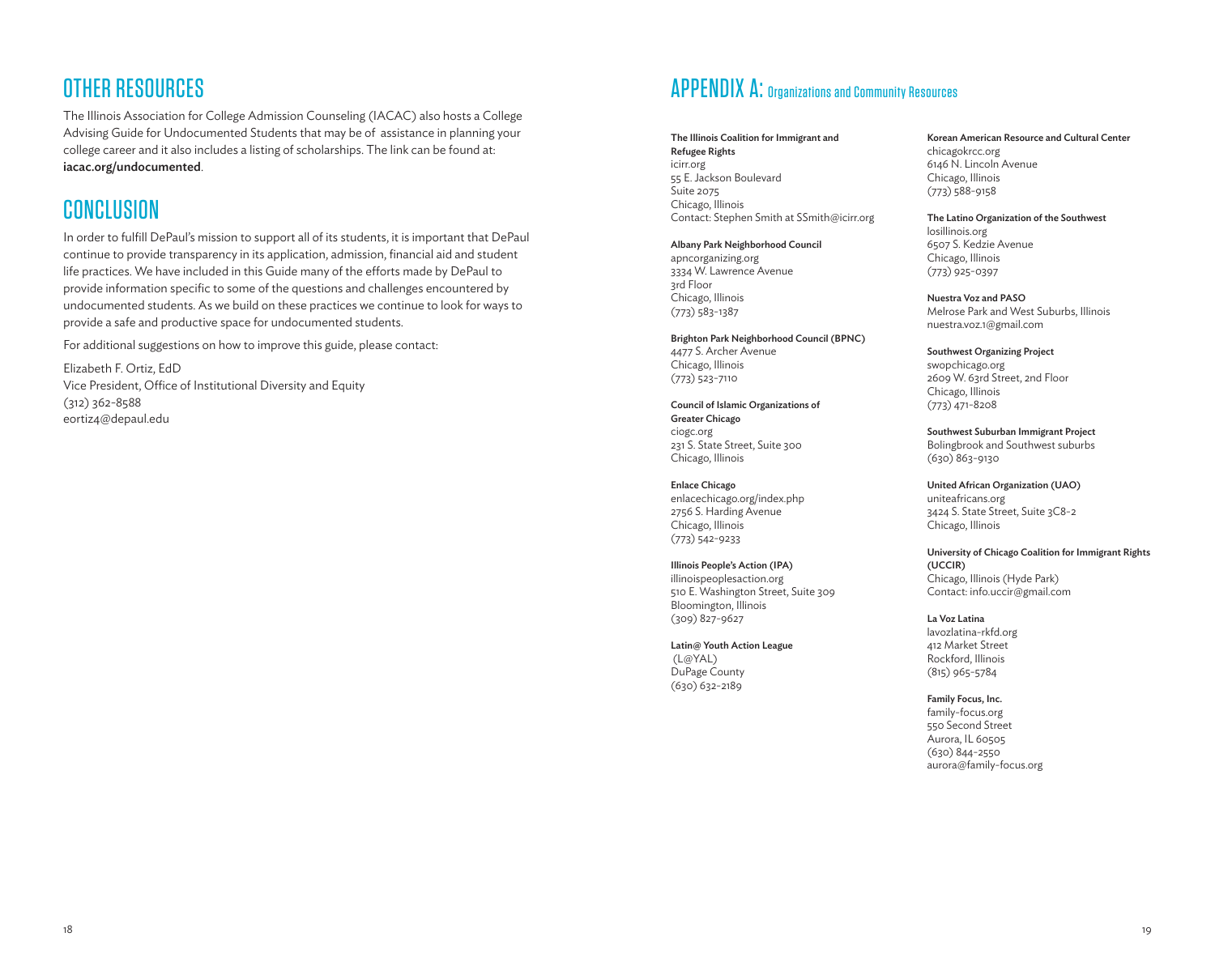# OTHER RESOURCES

The Illinois Association for College Admission Counseling (IACAC) also hosts a College Advising Guide for Undocumented Students that may be of assistance in planning your college career and it also includes a listing of scholarships. The link can be found at: **iacac.org/undocumented**.

# CONCLUSION

In order to fulfill DePaul's mission to support all of its students, it is important that DePaul continue to provide transparency in its application, admission, financial aid and student life practices. We have included in this Guide many of the efforts made by DePaul to provide information specific to some of the questions and challenges encountered by undocumented students. As we build on these practices we continue to look for ways to provide a safe and productive space for undocumented students.

For additional suggestions on how to improve this guide, please contact:

Elizabeth F. Ortiz, EdD
Vice President, Office of Institutional Diversity and Equity
(312) 362-8588
eortiz4@depaul.edu

# APPENDIX A: Organizations and Community Resources

**The Illinois Coalition for Immigrant and Refugee Rights**
icirr.org
55 E. Jackson Boulevard
Suite 2075
Chicago, Illinois
Contact: Stephen Smith at SSmith@icirr.org

**Albany Park Neighborhood Council**
apncorganizing.org
3334 W. Lawrence Avenue
3rd Floor
Chicago, Illinois
(773) 583-1387

**Brighton Park Neighborhood Council (BPNC)**
4477 S. Archer Avenue
Chicago, Illinois
(773) 523-7110

**Council of Islamic Organizations of Greater Chicago**
ciogc.org
231 S. State Street, Suite 300
Chicago, Illinois

**Enlace Chicago**
enlacechicago.org/index.php
2756 S. Harding Avenue
Chicago, Illinois
(773) 542-9233

**Illinois People's Action (IPA)**
illinoispeoplesaction.org
510 E. Washington Street, Suite 309
Bloomington, Illinois
(309) 827-9627

**Latin@ Youth Action League**
(L@YAL)
DuPage County
(630) 632-2189

**Korean American Resource and Cultural Center**
chicagokrcc.org
6146 N. Lincoln Avenue
Chicago, Illinois
(773) 588-9158

**The Latino Organization of the Southwest**
losillinois.org
6507 S. Kedzie Avenue
Chicago, Illinois
(773) 925-0397

**Nuestra Voz and PASO**
Melrose Park and West Suburbs, Illinois
nuestra.voz.1@gmail.com

**Southwest Organizing Project**
swopchicago.org
2609 W. 63rd Street, 2nd Floor
Chicago, Illinois
(773) 471-8208

**Southwest Suburban Immigrant Project**
Bolingbrook and Southwest suburbs
(630) 863-9130

**United African Organization (UAO)**
uniteafricans.org
3424 S. State Street, Suite 3C8-2
Chicago, Illinois

**University of Chicago Coalition for Immigrant Rights (UCCIR)**
Chicago, Illinois (Hyde Park)
Contact: info.uccir@gmail.com

**La Voz Latina**
lavozlatina-rkfd.org
412 Market Street
Rockford, Illinois
(815) 965-5784

**Family Focus, Inc.**
family-focus.org
550 Second Street
Aurora, IL 60505
(630) 844-2550
aurora@family-focus.org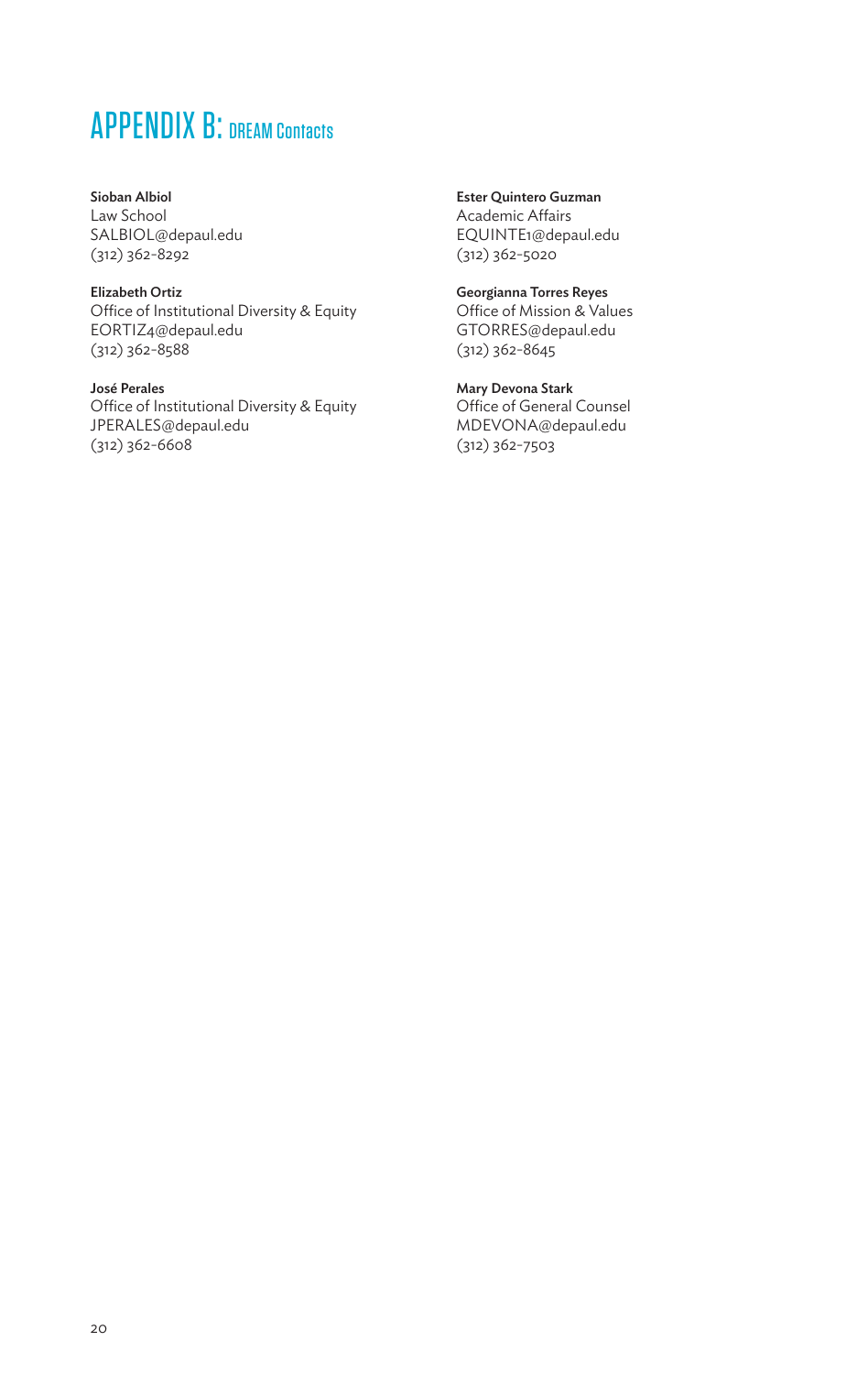# APPENDIX B: DREAM Contacts

**Sioban Albiol**
Law School
SALBIOL@depaul.edu
(312) 362-8292

**Elizabeth Ortiz**
Office of Institutional Diversity & Equity
EORTIZ4@depaul.edu
(312) 362-8588

**José Perales**
Office of Institutional Diversity & Equity
JPERALES@depaul.edu
(312) 362-6608

**Ester Quintero Guzman**
Academic Affairs
EQUINTE1@depaul.edu
(312) 362-5020

**Georgianna Torres Reyes**
Office of Mission & Values
GTORRES@depaul.edu
(312) 362-8645

**Mary Devona Stark**
Office of General Counsel
MDEVONA@depaul.edu
(312) 362-7503